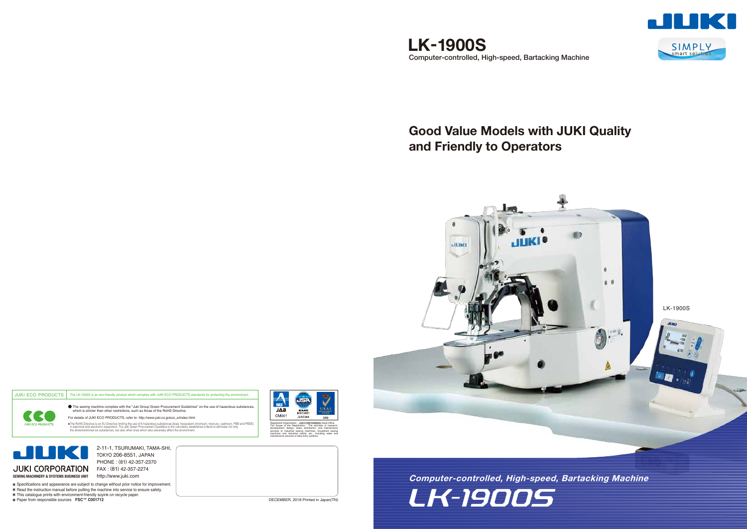# LK-1900S

Computer-controlled, High-speed, Bartacking Machine

SIMPLY smart solution

## Good Value Models with JUKI Quality and Friendly to Operators

LK-1900S

*Computer-controlled, High-speed, Bartacking Machine*

LK-1900S

JUKI ECO PRODUCTS | The LK-1900S is an eco-friendly product which complies with JUKI ECO PRODUCTS standards for protecting the environment.

JUKI ECO PRODUCTS

- The sewing machine complies with the "Juki Group Green Procurement Guidelines" on the use of hazardous substances, which is stricter than other restrictions, such as those of the RoHS Directive.

For details of JUKI ECO PRODUCTS, refer to: http://www.juki.co.jp/eco_e/index.html

- The RoHS Directive is an EU Directive limiting the use of 6 hazardous substances (lead, hexavalent chromium, mercury, cadmium, PBB and PBDE) in electrical and electronic equipment. The Juki Green Procurement Guideline is the voluntarily established criteria to eliminate not only the aforementioned six substances, but also other ones which also adversely affect the environment.

CM001 JSAE389 ISO14001 089

Registered Organization : JUKI CORPORATION Head Office
The Scope of the Registration : The activities of research, development, design, sales, distribution, and maintenance services of industrial sewing machines, household sewing machines and industrial robots, etc., including sales and maintenance services of data entry systems.

JUKI CORPORATION
SEWING MACHINERY & SYSTEMS BUSINESS UNIT

2-11-1, TSURUMAKI, TAMA-SHI, TOKYO 206-8551, JAPAN
PHONE : (81) 42-357-2370
FAX : (81) 42-357-2274
http://www.juki.com

* Specifications and appearance are subject to change without prior notice for improvement.
* Read the instruction manual before putting the machine into service to ensure safety.
* This catalogue prints with environment-friendly soyink on recycle paper.
* Paper from responsible sources **FSC™ C001712**

DECEMBER, 2018 Printed in Japan(TN)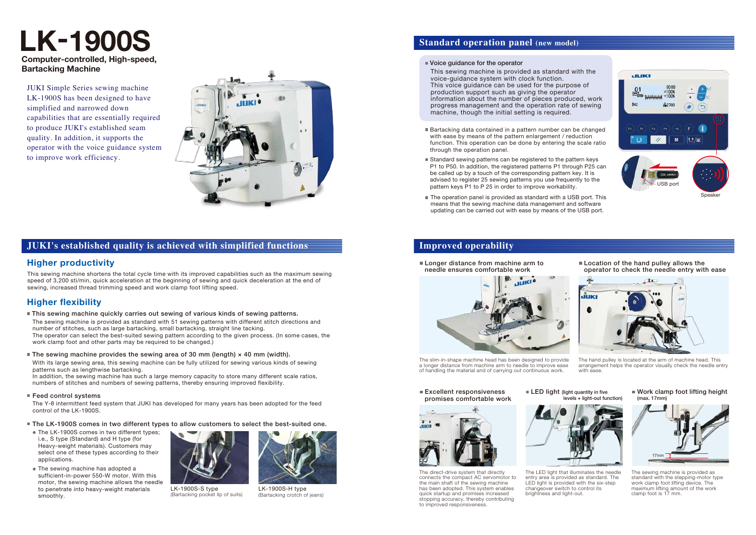# LK-1900S

**Computer-controlled, High-speed, Bartacking Machine**

JUKI Simple Series sewing machine LK-1900S has been designed to have simplified and narrowed down capabilities that are essentially required to produce JUKI's established seam quality. In addition, it supports the operator with the voice guidance system to improve work efficiency.

## JUKI's established quality is achieved with simplified functions

### Higher productivity

This sewing machine shortens the total cycle time with its improved capabilities such as the maximum sewing speed of 3,200 sti/min, quick acceleration at the beginning of sewing and quick deceleration at the end of sewing, increased thread trimming speed and work clamp foot lifting speed.

### Higher flexibility

- **This sewing machine quickly carries out sewing of various kinds of sewing patterns.**

  The sewing machine is provided as standard with 51 sewing patterns with different stitch directions and number of stitches, such as large bartacking, small bartacking, straight line tacking.
  The operator can select the best-suited sewing pattern according to the given process. (In some cases, the work clamp foot and other parts may be required to be changed.)

- **The sewing machine provides the sewing area of 30 mm (length) × 40 mm (width).**

  With its large sewing area, this sewing machine can be fully utilized for sewing various kinds of sewing patterns such as lengthwise bartacking.
  In addition, the sewing machine has such a large memory capacity to store many different scale ratios, numbers of stitches and numbers of sewing patterns, thereby ensuring improved flexibility.

- **Feed control systems**

  The Y-θ intermittent feed system that JUKI has developed for many years has been adopted for the feed control of the LK-1900S.

- **The LK-1900S comes in two different types to allow customers to select the best-suited one.**
  - The LK-1900S comes in two different types; i.e., S type (Standard) and H type (for Heavy-weight materials). Customers may select one of these types according to their applications.
  - The sewing machine has adopted a sufficient-in-power 550-W motor. With this motor, the sewing machine allows the needle to penetrate into heavy-weight materials smoothly.

LK-1900S-S type
(Bartacking pocket lip of suits)

LK-1900S-H type
(Bartacking crotch of jeans)

## Standard operation panel (new model)

- **Voice guidance for the operator**

  This sewing machine is provided as standard with the voice-guidance system with clock function.
  This voice guidance can be used for the purpose of production support such as giving the operator information about the number of pieces produced, work progress management and the operation rate of sewing machine, though the initial setting is required.

- Bartacking data contained in a pattern number can be changed with ease by means of the pattern enlargement / reduction function. This operation can be done by entering the scale ratio through the operation panel.
- Standard sewing patterns can be registered to the pattern keys P1 to P50. In addition, the registered patterns P1 through P25 can be called up by a touch of the corresponding pattern key. It is advised to register 25 sewing patterns you use frequently to the pattern keys P1 to P 25 in order to improve workability.
- The operation panel is provided as standard with a USB port. This means that the sewing machine data management and software updating can be carried out with ease by means of the USB port.

USB port

Speaker

## Improved operability

- **Longer distance from machine arm to needle ensures comfortable work**

  The slim-in-shape machine head has been designed to provide a longer distance from machine arm to needle to improve ease of handling the material and of carrying out continuous work.

- **Location of the hand pulley allows the operator to check the needle entry with ease**

  The hand pulley is located at the arm of machine head. This arrangement helps the operator visually check the needle entry with ease.

- **Excellent responsiveness promises comfortable work**

  The direct-drive system that directly connects the compact AC servomotor to the main shaft of the sewing machine has been adopted. This system enables quick startup and promises increased stopping accuracy, thereby contributing to improved responsiveness.

- **LED light** (light quantity in five levels + light-out function)

  The LED light that illuminates the needle entry area is provided as standard. The LED light is provided with the six-step changeover switch to control its brightness and light-out.

- **Work clamp foot lifting height** (max. 17mm)

  17mm

  The sewing machine is provided as standard with the stepping-motor type work clamp foot lifting device. The maximum lifting amount of the work clamp foot is 17 mm.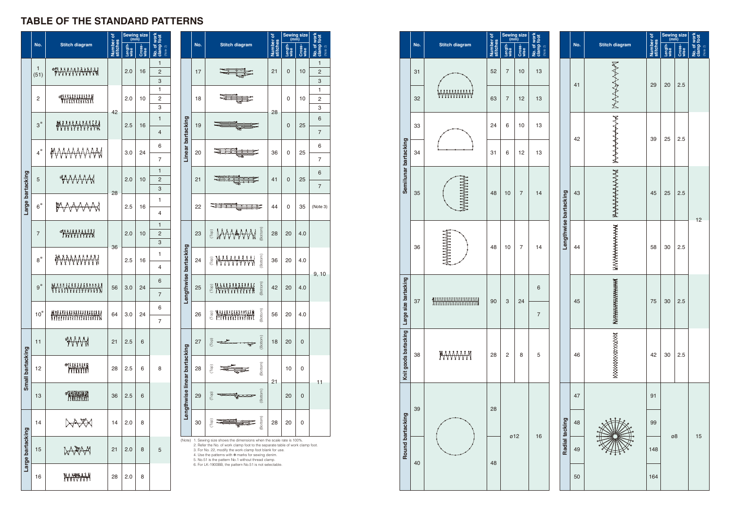## TABLE OF THE STANDARD PATTERNS

| Category | No. | Stitch diagram | Number of stitches | Sewing size (mm) Length-wise | Sewing size (mm) Cross-wise | No. of work clamp foot (Note 2) |
|---|---|---|---|---|---|---|
| Large bartacking | 1 (51) | | 42 | 2.0 | 16 | 1, 2, 3 |
| Large bartacking | 2 | | 42 | 2.0 | 10 | 1, 2, 3 |
| Large bartacking | 3* | | 42 | 2.5 | 16 | 1, 4 |
| Large bartacking | 4* | | 42 | 3.0 | 24 | 6, 7 |
| Large bartacking | 5 | | 28 | 2.0 | 10 | 1, 2, 3 |
| Large bartacking | 6* | | 28 | 2.5 | 16 | 1, 4 |
| Large bartacking | 7 | | 36 | 2.0 | 10 | 1, 2, 3 |
| Large bartacking | 8* | | 36 | 2.5 | 16 | 1, 4 |
| Large bartacking | 9* | | 56 | 3.0 | 24 | 6, 7 |
| Large bartacking | 10* | | 64 | 3.0 | 24 | 6, 7 |
| Small bartacking | 11 | | 21 | 2.5 | 6 | 8 |
| Small bartacking | 12 | | 28 | 2.5 | 6 | 8 |
| Small bartacking | 13 | | 36 | 2.5 | 6 | 8 |
| Large bartacking | 14 | | 14 | 2.0 | 8 | 5 |
| Large bartacking | 15 | | 21 | 2.0 | 8 | 5 |
| Large bartacking | 16 | | 28 | 2.0 | 8 | 5 |
| Linear bartacking | 17 | | 21 | 0 | 10 | 1, 2, 3 |
| Linear bartacking | 18 | | 28 | 0 | 10 | 1, 2, 3 |
| Linear bartacking | 19 | | 28 | 0 | 25 | 6, 7 |
| Linear bartacking | 20 | | 36 | 0 | 25 | 6, 7 |
| Linear bartacking | 21 | | 41 | 0 | 25 | 6, 7 |
| Linear bartacking | 22 | | 44 | 0 | 35 | (Note 3) |
| Lengthwise bartacking | 23 | (Top) (Bottom) | 28 | 20 | 4.0 | 9, 10 |
| Lengthwise bartacking | 24 | (Top) (Bottom) | 36 | 20 | 4.0 | 9, 10 |
| Lengthwise bartacking | 25 | (Top) (Bottom) | 42 | 20 | 4.0 | 9, 10 |
| Lengthwise bartacking | 26 | (Top) (Bottom) | 56 | 20 | 4.0 | 9, 10 |
| Lengthwise linear bartacking | 27 | (Top) (Bottom) | 18 | 20 | 0 | 11 |
| Lengthwise linear bartacking | 28 | (Top) (Bottom) | 21 | 10 | 0 | 11 |
| Lengthwise linear bartacking | 29 | (Top) (Bottom) | 21 | 20 | 0 | 11 |
| Lengthwise linear bartacking | 30 | (Top) (Bottom) | 28 | 20 | 0 | 11 |
| Semilunar bartacking | 31 | | 52 | 7 | 10 | 13 |
| Semilunar bartacking | 32 | | 63 | 7 | 12 | 13 |
| Semilunar bartacking | 33 | | 24 | 6 | 10 | 13 |
| Semilunar bartacking | 34 | | 31 | 6 | 12 | 13 |
| Semilunar bartacking | 35 | | 48 | 10 | 7 | 14 |
| Semilunar bartacking | 36 | | 48 | 10 | 7 | 14 |
| Large size bartacking | 37 | | 90 | 3 | 24 | 6, 7 |
| Knit goods bartacking | 38 | | 28 | 2 | 8 | 5 |
| Round bartacking | 39 | | 28 | ø12 | | 16 |
| Round bartacking | 40 | | 48 | ø12 | | 16 |
| Lengthwise bartacking | 41 | | 29 | 20 | 2.5 | 12 |
| Lengthwise bartacking | 42 | | 39 | 25 | 2.5 | 12 |
| Lengthwise bartacking | 43 | | 45 | 25 | 2.5 | 12 |
| Lengthwise bartacking | 44 | | 58 | 30 | 2.5 | 12 |
| Lengthwise bartacking | 45 | | 75 | 30 | 2.5 | 12 |
| Lengthwise bartacking | 46 | | 42 | 30 | 2.5 | 12 |
| Radial tacking | 47 | | 91 | ø8 | | 15 |
| Radial tacking | 48 | | 99 | ø8 | | 15 |
| Radial tacking | 49 | | 148 | ø8 | | 15 |
| Radial tacking | 50 | | 164 | ø8 | | 15 |

(Note)
1. Sewing size shows the dimensions when the scale rate is 100%.
2. Refer the No. of work clamp foot to the separate table of work clamp foot.
3. For No. 22, modify the work clamp foot blank for use.
4. Use the patterns with * marks for sewing denim.
5. No.51 is the pattern No.1 without thread clamp.
6. For LK-1900BB, the pattern No.51 is not selectable.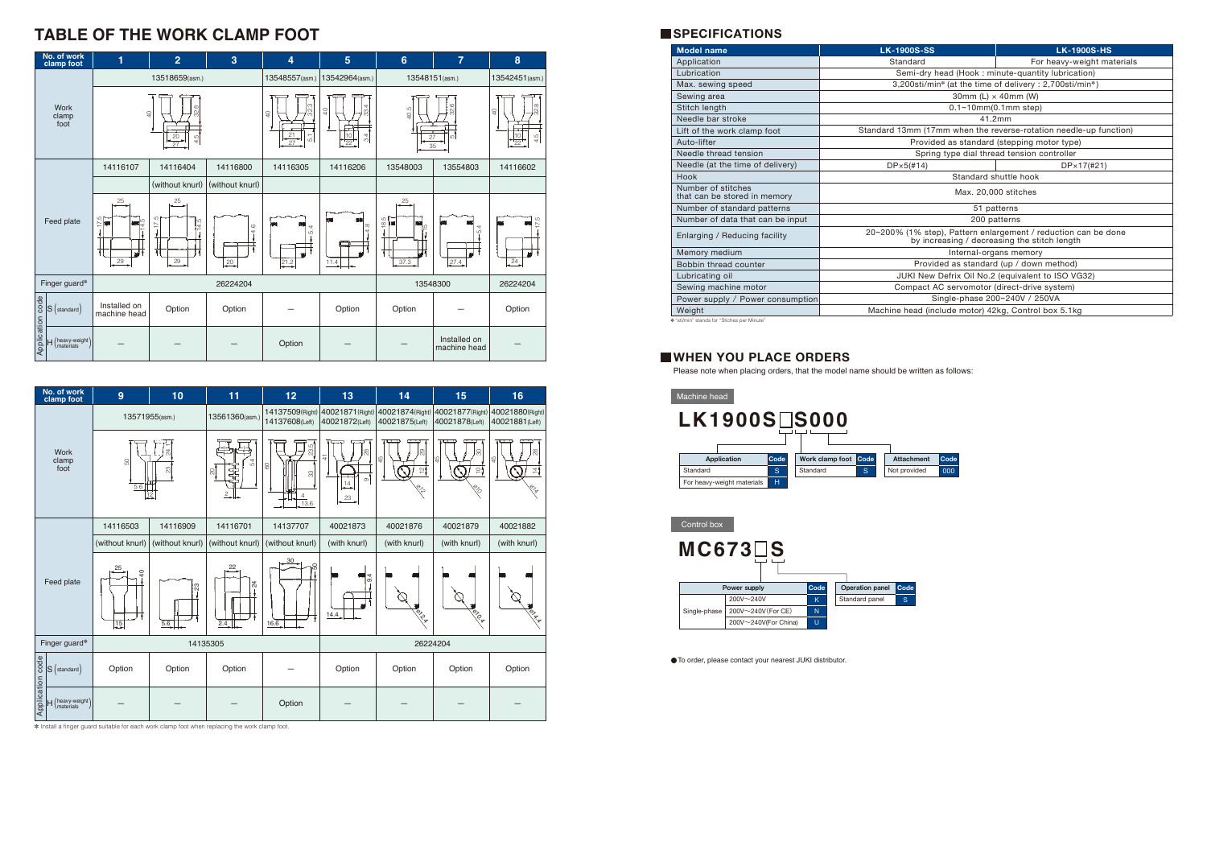# TABLE OF THE WORK CLAMP FOOT

| No. of work clamp foot | 1 | 2 | 3 | 4 | 5 | 6 | 7 | 8 |
|---|---|---|---|---|---|---|---|---|
| Work clamp foot | 13518659(asm.) | | | 13548557(asm.) | 13542964(asm.) | 13548151(asm.) | | 13542451(asm.) |
| Feed plate | 14116107 | 14116404 (without knurl) | 14116800 (without knurl) | 14116305 | 14116206 | 13548003 | 13554803 | 14116602 |
| Finger guard* | 26224204 | | | | | 13548300 | | 26224204 |
| Application code S (standard) | Installed on machine head | Option | Option | – | Option | Option | – | Option |
| Application code H (heavy-weight materials) | – | – | – | Option | – | – | Installed on machine head | – |

| No. of work clamp foot | 9 | 10 | 11 | 12 | 13 | 14 | 15 | 16 |
|---|---|---|---|---|---|---|---|---|
| Work clamp foot | 13571955(asm.) | | 13561360(asm.) | 14137509(Right) 14137608(Left) | 40021871(Right) 40021872(Left) | 40021874(Right) 40021875(Left) | 40021877(Right) 40021878(Left) | 40021880(Right) 40021881(Left) |
| Feed plate | 14116503 (without knurl) | 14116909 (without knurl) | 14116701 (without knurl) | 14137707 (without knurl) | 40021873 (with knurl) | 40021876 (with knurl) | 40021879 (with knurl) | 40021882 (with knurl) |
| Finger guard* | 14135305 | | | | 26224204 | | | |
| Application code S (standard) | Option | Option | Option | – | Option | Option | Option | Option |
| Application code H (heavy-weight materials) | – | – | – | Option | – | – | – | – |

* Install a finger guard suitable for each work clamp foot when replacing the work clamp foot.

## SPECIFICATIONS

| Model name | LK-1900S-SS | LK-1900S-HS |
|---|---|---|
| Application | Standard | For heavy-weight materials |
| Lubrication | Semi-dry head (Hook : minute-quantity lubrication) | |
| Max. sewing speed | 3,200sti/min* (at the time of delivery : 2,700sti/min*) | |
| Sewing area | 30mm (L) × 40mm (W) | |
| Stitch length | 0.1~10mm(0.1mm step) | |
| Needle bar stroke | 41.2mm | |
| Lift of the work clamp foot | Standard 13mm (17mm when the reverse-rotation needle-up function) | |
| Auto-lifter | Provided as standard (stepping motor type) | |
| Needle thread tension | Spring type dial thread tension controller | |
| Needle (at the time of delivery) | DP×5(#14) | DP×17(#21) |
| Hook | Standard shuttle hook | |
| Number of stitches that can be stored in memory | Max. 20,000 stitches | |
| Number of standard patterns | 51 patterns | |
| Number of data that can be input | 200 patterns | |
| Enlarging / Reducing facility | 20~200% (1% step), Pattern enlargement / reduction can be done by increasing / decreasing the stitch length | |
| Memory medium | Internal-organs memory | |
| Bobbin thread counter | Provided as standard (up / down method) | |
| Lubricating oil | JUKI New Defrix Oil No.2 (equivalent to ISO VG32) | |
| Sewing machine motor | Compact AC servomotor (direct-drive system) | |
| Power supply / Power consumption | Single-phase 200~240V / 250VA | |
| Weight | Machine head (include motor) 42kg, Control box 5.1kg | |

* "sti/min" stands for "Stitches per Minute"

## WHEN YOU PLACE ORDERS

Please note when placing orders, that the model name should be written as follows:

Machine head

**LK1900S□S000**

| Application | Code |
|---|---|
| Standard | S |
| For heavy-weight materials | H |

| Work clamp foot | Code |
|---|---|
| Standard | S |

| Attachment | Code |
|---|---|
| Not provided | 000 |

Control box

**MC673□S**

| Power supply | | Code |
|---|---|---|
| Single-phase | 200V~240V | K |
| | 200V~240V(For CE) | N |
| | 200V~240V(For China) | U |

| Operation panel | Code |
|---|---|
| Standard panel | S |

● To order, please contact your nearest JUKI distributor.